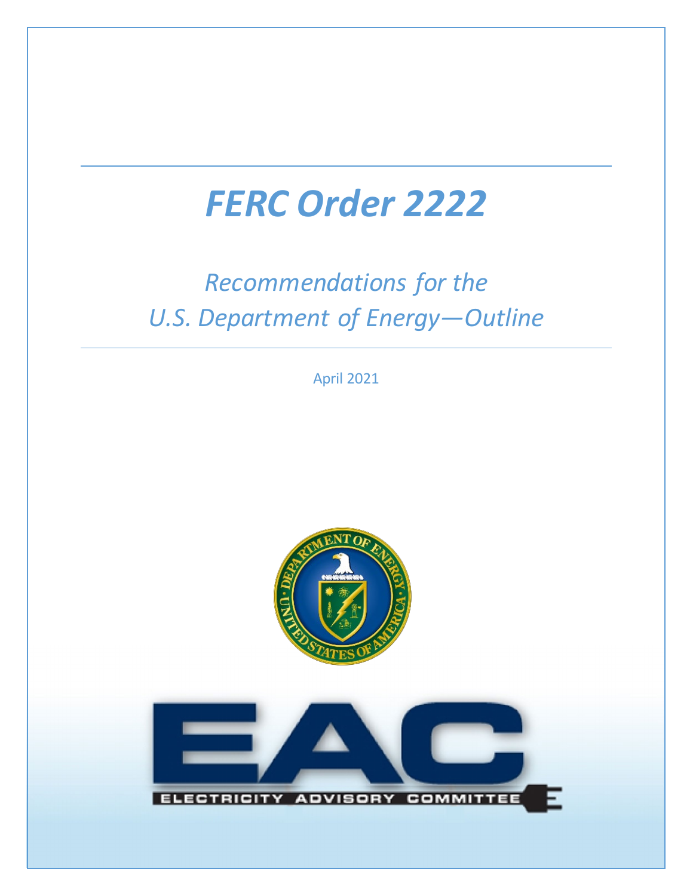# *FERC Order 2222*

## *Recommendations for the U.S. Department of Energy—Outline*

April 2021

ELECTRICITY ADVISORY COMMITTEE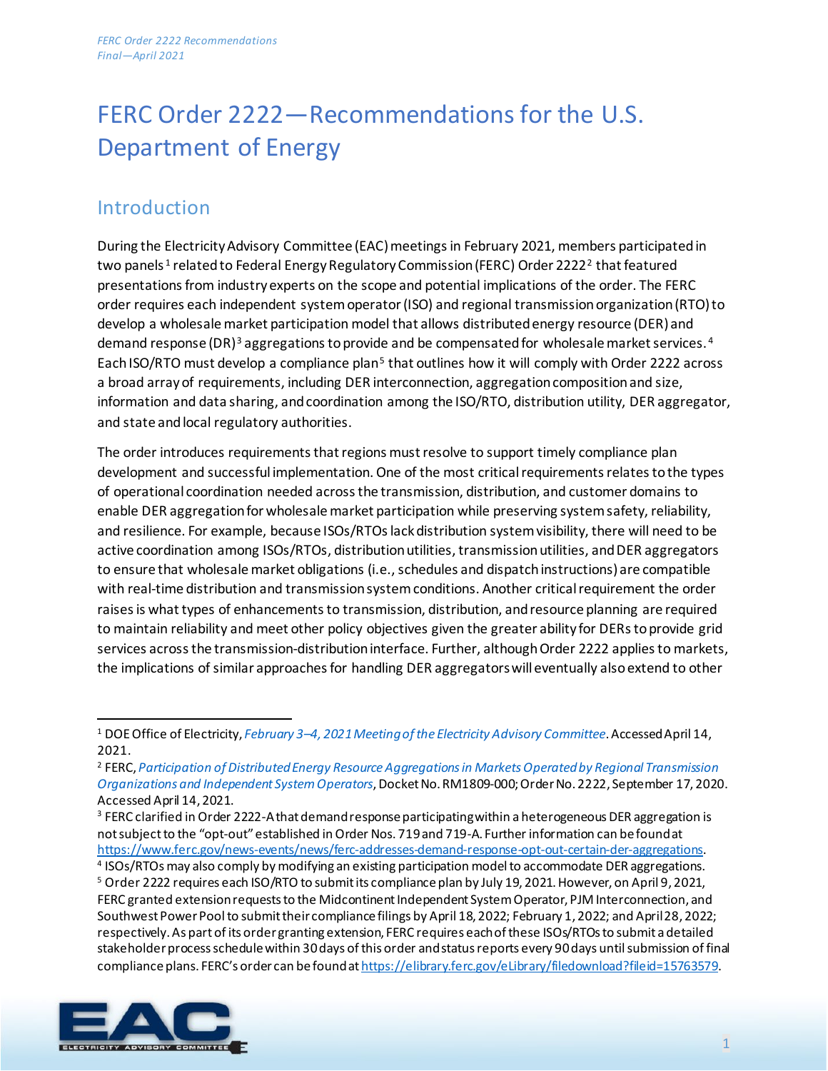# FERC Order 2222—Recommendations for the U.S. Department of Energy

## Introduction

During the Electricity Advisory Committee (EAC) meetings in February 2021, members participated in two panels[1] related to Federal Energy Regulatory Commission (FERC) Order 2222[2] that featured presentations from industry experts on the scope and potential implications of the order. The FERC order requires each independent system operator (ISO) and regional transmission organization (RTO) to develop a wholesale market participation model that allows distributed energy resource (DER) and demand response (DR)[3] aggregations to provide and be compensated for wholesale market services.[4] Each ISO/RTO must develop a compliance plan[5] that outlines how it will comply with Order 2222 across a broad array of requirements, including DER interconnection, aggregation composition and size, information and data sharing, and coordination among the ISO/RTO, distribution utility, DER aggregator, and state and local regulatory authorities.

The order introduces requirements that regions must resolve to support timely compliance plan development and successful implementation. One of the most critical requirements relates to the types of operational coordination needed across the transmission, distribution, and customer domains to enable DER aggregation for wholesale market participation while preserving system safety, reliability, and resilience. For example, because ISOs/RTOs lack distribution system visibility, there will need to be active coordination among ISOs/RTOs, distribution utilities, transmission utilities, and DER aggregators to ensure that wholesale market obligations (i.e., schedules and dispatch instructions) are compatible with real-time distribution and transmission system conditions. Another critical requirement the order raises is what types of enhancements to transmission, distribution, and resource planning are required to maintain reliability and meet other policy objectives given the greater ability for DERs to provide grid services across the transmission-distribution interface. Further, although Order 2222 applies to markets, the implications of similar approaches for handling DER aggregators will eventually also extend to other

---

[1] DOE Office of Electricity, *February 3–4, 2021 Meeting of the Electricity Advisory Committee*. Accessed April 14, 2021.

[2] FERC, *Participation of Distributed Energy Resource Aggregations in Markets Operated by Regional Transmission Organizations and Independent System Operators*, Docket No. RM1809-000; Order No. 2222, September 17, 2020. Accessed April 14, 2021.

[3] FERC clarified in Order 2222-A that demand response participating within a heterogeneous DER aggregation is not subject to the "opt-out" established in Order Nos. 719 and 719-A. Further information can be found at https://www.ferc.gov/news-events/news/ferc-addresses-demand-response-opt-out-certain-der-aggregations.

[4] ISOs/RTOs may also comply by modifying an existing participation model to accommodate DER aggregations.

[5] Order 2222 requires each ISO/RTO to submit its compliance plan by July 19, 2021. However, on April 9, 2021, FERC granted extension requests to the Midcontinent Independent System Operator, PJM Interconnection, and Southwest Power Pool to submit their compliance filings by April 18, 2022; February 1, 2022; and April 28, 2022; respectively. As part of its order granting extension, FERC requires each of these ISOs/RTOs to submit a detailed stakeholder process schedule within 30 days of this order and status reports every 90 days until submission of final compliance plans. FERC's order can be found at https://elibrary.ferc.gov/eLibrary/filedownload?fileid=15763579.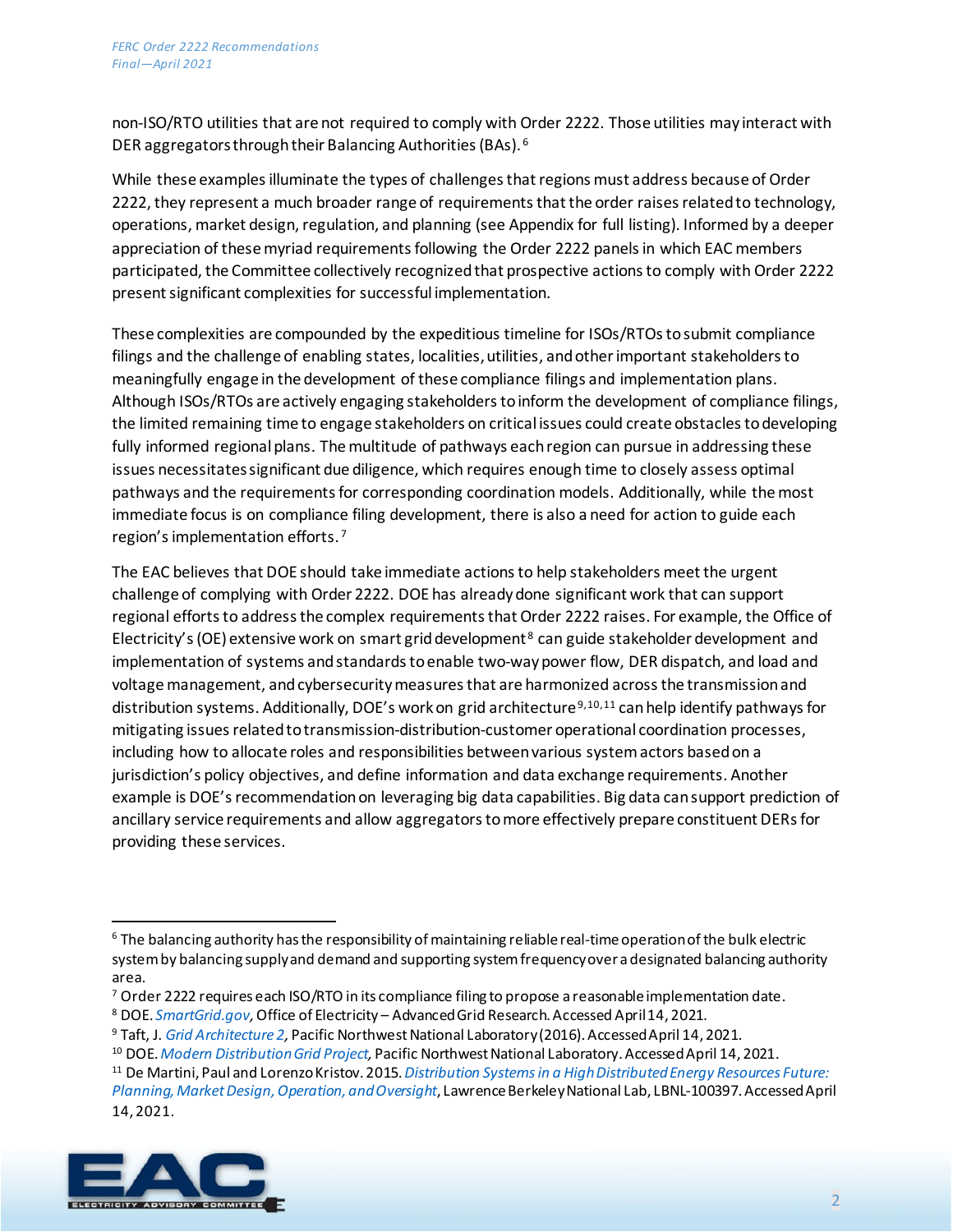non-ISO/RTO utilities that are not required to comply with Order 2222. Those utilities may interact with DER aggregators through their Balancing Authorities (BAs).[6]

While these examples illuminate the types of challenges that regions must address because of Order 2222, they represent a much broader range of requirements that the order raises related to technology, operations, market design, regulation, and planning (see Appendix for full listing). Informed by a deeper appreciation of these myriad requirements following the Order 2222 panels in which EAC members participated, the Committee collectively recognized that prospective actions to comply with Order 2222 present significant complexities for successful implementation.

These complexities are compounded by the expeditious timeline for ISOs/RTOs to submit compliance filings and the challenge of enabling states, localities, utilities, and other important stakeholders to meaningfully engage in the development of these compliance filings and implementation plans. Although ISOs/RTOs are actively engaging stakeholders to inform the development of compliance filings, the limited remaining time to engage stakeholders on critical issues could create obstacles to developing fully informed regional plans. The multitude of pathways each region can pursue in addressing these issues necessitates significant due diligence, which requires enough time to closely assess optimal pathways and the requirements for corresponding coordination models. Additionally, while the most immediate focus is on compliance filing development, there is also a need for action to guide each region's implementation efforts.[7]

The EAC believes that DOE should take immediate actions to help stakeholders meet the urgent challenge of complying with Order 2222. DOE has already done significant work that can support regional efforts to address the complex requirements that Order 2222 raises. For example, the Office of Electricity's (OE) extensive work on smart grid development[8] can guide stakeholder development and implementation of systems and standards to enable two-way power flow, DER dispatch, and load and voltage management, and cybersecurity measures that are harmonized across the transmission and distribution systems. Additionally, DOE's work on grid architecture[9,10,11] can help identify pathways for mitigating issues related to transmission-distribution-customer operational coordination processes, including how to allocate roles and responsibilities between various system actors based on a jurisdiction's policy objectives, and define information and data exchange requirements. Another example is DOE's recommendation on leveraging big data capabilities. Big data can support prediction of ancillary service requirements and allow aggregators to more effectively prepare constituent DERs for providing these services.

---

[6] The balancing authority has the responsibility of maintaining reliable real-time operation of the bulk electric system by balancing supply and demand and supporting system frequency over a designated balancing authority area.

[7] Order 2222 requires each ISO/RTO in its compliance filing to propose a reasonable implementation date.

[8] DOE. *SmartGrid.gov*, Office of Electricity – Advanced Grid Research. Accessed April 14, 2021.

[9] Taft, J. *Grid Architecture 2*, Pacific Northwest National Laboratory (2016). Accessed April 14, 2021.

[10] DOE. *Modern Distribution Grid Project*, Pacific Northwest National Laboratory. Accessed April 14, 2021.

[11] De Martini, Paul and Lorenzo Kristov. 2015. *Distribution Systems in a High Distributed Energy Resources Future: Planning, Market Design, Operation, and Oversight*, Lawrence Berkeley National Lab, LBNL-100397. Accessed April 14, 2021.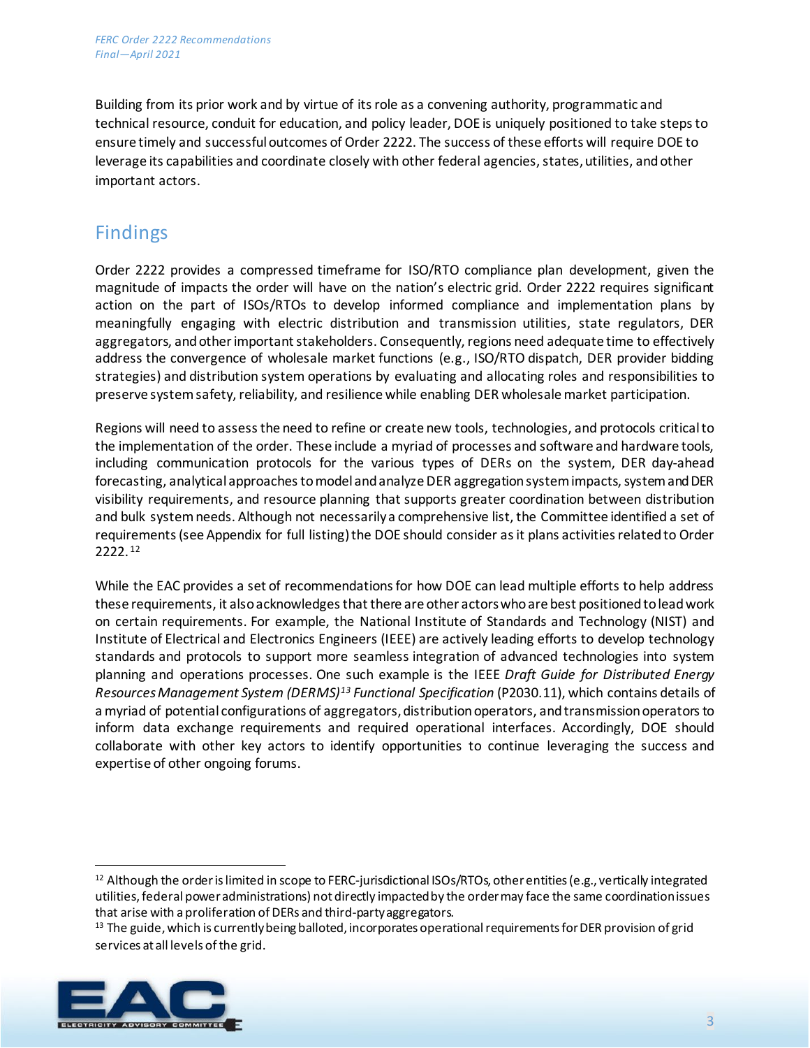Building from its prior work and by virtue of its role as a convening authority, programmatic and technical resource, conduit for education, and policy leader, DOE is uniquely positioned to take steps to ensure timely and successful outcomes of Order 2222. The success of these efforts will require DOE to leverage its capabilities and coordinate closely with other federal agencies, states, utilities, and other important actors.

## Findings

Order 2222 provides a compressed timeframe for ISO/RTO compliance plan development, given the magnitude of impacts the order will have on the nation's electric grid. Order 2222 requires significant action on the part of ISOs/RTOs to develop informed compliance and implementation plans by meaningfully engaging with electric distribution and transmission utilities, state regulators, DER aggregators, and other important stakeholders. Consequently, regions need adequate time to effectively address the convergence of wholesale market functions (e.g., ISO/RTO dispatch, DER provider bidding strategies) and distribution system operations by evaluating and allocating roles and responsibilities to preserve system safety, reliability, and resilience while enabling DER wholesale market participation.

Regions will need to assess the need to refine or create new tools, technologies, and protocols critical to the implementation of the order. These include a myriad of processes and software and hardware tools, including communication protocols for the various types of DERs on the system, DER day-ahead forecasting, analytical approaches to model and analyze DER aggregation system impacts, system and DER visibility requirements, and resource planning that supports greater coordination between distribution and bulk system needs. Although not necessarily a comprehensive list, the Committee identified a set of requirements (see Appendix for full listing) the DOE should consider as it plans activities related to Order 2222.[12]

While the EAC provides a set of recommendations for how DOE can lead multiple efforts to help address these requirements, it also acknowledges that there are other actors who are best positioned to lead work on certain requirements. For example, the National Institute of Standards and Technology (NIST) and Institute of Electrical and Electronics Engineers (IEEE) are actively leading efforts to develop technology standards and protocols to support more seamless integration of advanced technologies into system planning and operations processes. One such example is the IEEE *Draft Guide for Distributed Energy Resources Management System (DERMS)*[13] *Functional Specification* (P2030.11), which contains details of a myriad of potential configurations of aggregators, distribution operators, and transmission operators to inform data exchange requirements and required operational interfaces. Accordingly, DOE should collaborate with other key actors to identify opportunities to continue leveraging the success and expertise of other ongoing forums.

---

[12] Although the order is limited in scope to FERC-jurisdictional ISOs/RTOs, other entities (e.g., vertically integrated utilities, federal power administrations) not directly impacted by the order may face the same coordination issues that arise with a proliferation of DERs and third-party aggregators.

[13] The guide, which is currently being balloted, incorporates operational requirements for DER provision of grid services at all levels of the grid.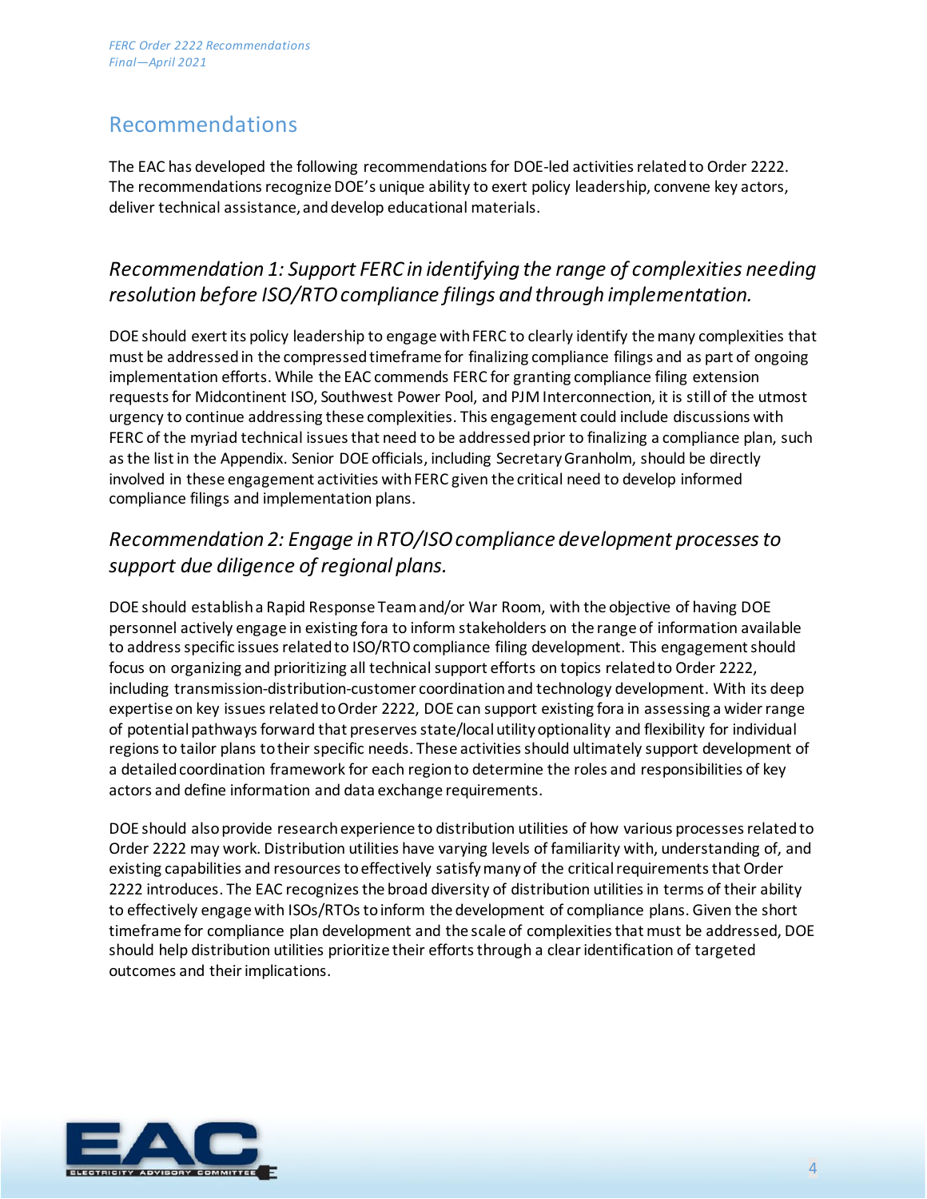## Recommendations

The EAC has developed the following recommendations for DOE-led activities related to Order 2222. The recommendations recognize DOE's unique ability to exert policy leadership, convene key actors, deliver technical assistance, and develop educational materials.

### *Recommendation 1: Support FERC in identifying the range of complexities needing resolution before ISO/RTO compliance filings and through implementation.*

DOE should exert its policy leadership to engage with FERC to clearly identify the many complexities that must be addressed in the compressed timeframe for finalizing compliance filings and as part of ongoing implementation efforts. While the EAC commends FERC for granting compliance filing extension requests for Midcontinent ISO, Southwest Power Pool, and PJM Interconnection, it is still of the utmost urgency to continue addressing these complexities. This engagement could include discussions with FERC of the myriad technical issues that need to be addressed prior to finalizing a compliance plan, such as the list in the Appendix. Senior DOE officials, including Secretary Granholm, should be directly involved in these engagement activities with FERC given the critical need to develop informed compliance filings and implementation plans.

### *Recommendation 2: Engage in RTO/ISO compliance development processes to support due diligence of regional plans.*

DOE should establish a Rapid Response Team and/or War Room, with the objective of having DOE personnel actively engage in existing fora to inform stakeholders on the range of information available to address specific issues related to ISO/RTO compliance filing development. This engagement should focus on organizing and prioritizing all technical support efforts on topics related to Order 2222, including transmission-distribution-customer coordination and technology development. With its deep expertise on key issues related to Order 2222, DOE can support existing fora in assessing a wider range of potential pathways forward that preserves state/local utility optionality and flexibility for individual regions to tailor plans to their specific needs. These activities should ultimately support development of a detailed coordination framework for each region to determine the roles and responsibilities of key actors and define information and data exchange requirements.

DOE should also provide research experience to distribution utilities of how various processes related to Order 2222 may work. Distribution utilities have varying levels of familiarity with, understanding of, and existing capabilities and resources to effectively satisfy many of the critical requirements that Order 2222 introduces. The EAC recognizes the broad diversity of distribution utilities in terms of their ability to effectively engage with ISOs/RTOs to inform the development of compliance plans. Given the short timeframe for compliance plan development and the scale of complexities that must be addressed, DOE should help distribution utilities prioritize their efforts through a clear identification of targeted outcomes and their implications.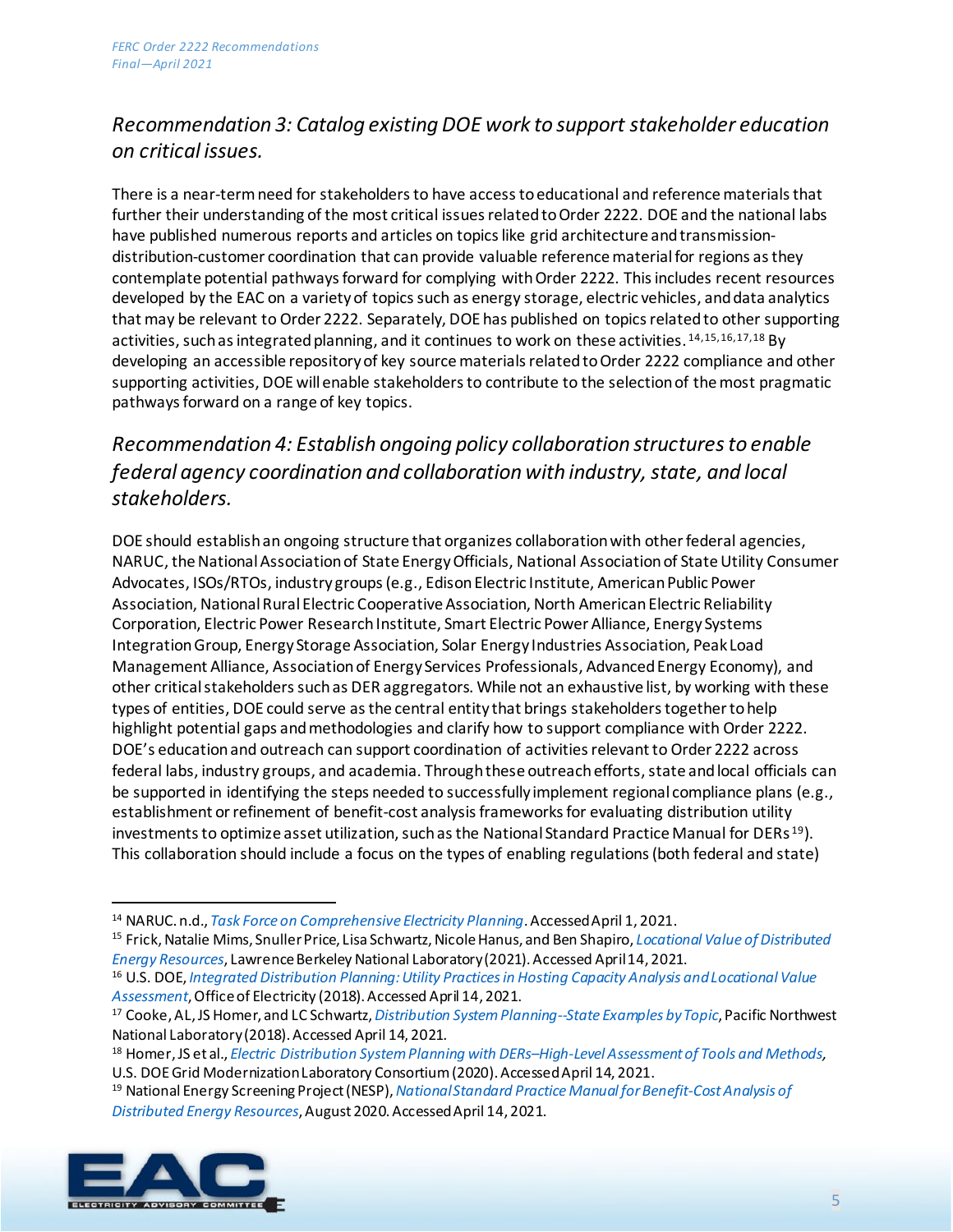## *Recommendation 3: Catalog existing DOE work to support stakeholder education on critical issues.*

There is a near-term need for stakeholders to have access to educational and reference materials that further their understanding of the most critical issues related to Order 2222. DOE and the national labs have published numerous reports and articles on topics like grid architecture and transmission-distribution-customer coordination that can provide valuable reference material for regions as they contemplate potential pathways forward for complying with Order 2222. This includes recent resources developed by the EAC on a variety of topics such as energy storage, electric vehicles, and data analytics that may be relevant to Order 2222. Separately, DOE has published on topics related to other supporting activities, such as integrated planning, and it continues to work on these activities.[14,15,16,17,18] By developing an accessible repository of key source materials related to Order 2222 compliance and other supporting activities, DOE will enable stakeholders to contribute to the selection of the most pragmatic pathways forward on a range of key topics.

## *Recommendation 4: Establish ongoing policy collaboration structures to enable federal agency coordination and collaboration with industry, state, and local stakeholders.*

DOE should establish an ongoing structure that organizes collaboration with other federal agencies, NARUC, the National Association of State Energy Officials, National Association of State Utility Consumer Advocates, ISOs/RTOs, industry groups (e.g., Edison Electric Institute, American Public Power Association, National Rural Electric Cooperative Association, North American Electric Reliability Corporation, Electric Power Research Institute, Smart Electric Power Alliance, Energy Systems Integration Group, Energy Storage Association, Solar Energy Industries Association, Peak Load Management Alliance, Association of Energy Services Professionals, Advanced Energy Economy), and other critical stakeholders such as DER aggregators. While not an exhaustive list, by working with these types of entities, DOE could serve as the central entity that brings stakeholders together to help highlight potential gaps and methodologies and clarify how to support compliance with Order 2222. DOE's education and outreach can support coordination of activities relevant to Order 2222 across federal labs, industry groups, and academia. Through these outreach efforts, state and local officials can be supported in identifying the steps needed to successfully implement regional compliance plans (e.g., establishment or refinement of benefit-cost analysis frameworks for evaluating distribution utility investments to optimize asset utilization, such as the National Standard Practice Manual for DERs[19]). This collaboration should include a focus on the types of enabling regulations (both federal and state)

---

[14] NARUC. n.d., *Task Force on Comprehensive Electricity Planning*. Accessed April 1, 2021.

[15] Frick, Natalie Mims, Snuller Price, Lisa Schwartz, Nicole Hanus, and Ben Shapiro, *Locational Value of Distributed Energy Resources*, Lawrence Berkeley National Laboratory (2021). Accessed April 14, 2021.

[16] U.S. DOE, *Integrated Distribution Planning: Utility Practices in Hosting Capacity Analysis and Locational Value Assessment*, Office of Electricity (2018). Accessed April 14, 2021.

[17] Cooke, AL, JS Homer, and LC Schwartz, *Distribution System Planning--State Examples by Topic*, Pacific Northwest National Laboratory (2018). Accessed April 14, 2021.

[18] Homer, JS et al., *Electric Distribution System Planning with DERs–High-Level Assessment of Tools and Methods*, U.S. DOE Grid Modernization Laboratory Consortium (2020). Accessed April 14, 2021.

[19] National Energy Screening Project (NESP), *National Standard Practice Manual for Benefit-Cost Analysis of Distributed Energy Resources*, August 2020. Accessed April 14, 2021.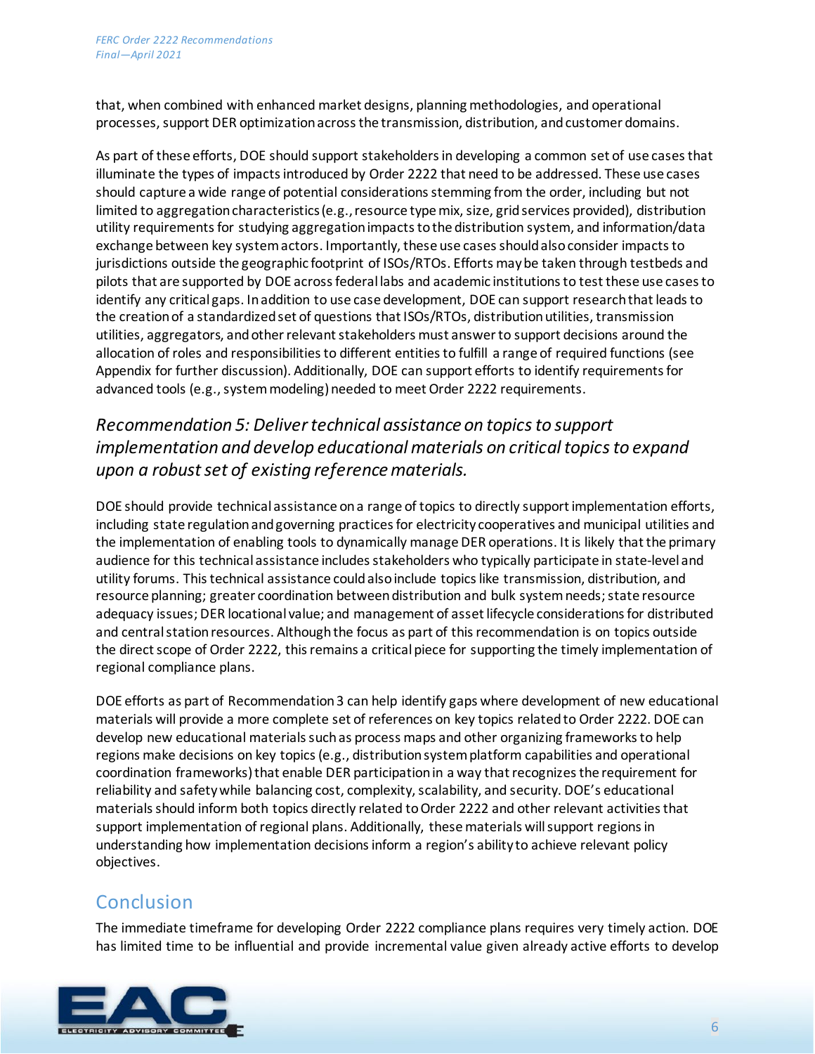that, when combined with enhanced market designs, planning methodologies, and operational processes, support DER optimization across the transmission, distribution, and customer domains.

As part of these efforts, DOE should support stakeholders in developing a common set of use cases that illuminate the types of impacts introduced by Order 2222 that need to be addressed. These use cases should capture a wide range of potential considerations stemming from the order, including but not limited to aggregation characteristics (e.g., resource type mix, size, grid services provided), distribution utility requirements for studying aggregation impacts to the distribution system, and information/data exchange between key system actors. Importantly, these use cases should also consider impacts to jurisdictions outside the geographic footprint of ISOs/RTOs. Efforts may be taken through testbeds and pilots that are supported by DOE across federal labs and academic institutions to test these use cases to identify any critical gaps. In addition to use case development, DOE can support research that leads to the creation of a standardized set of questions that ISOs/RTOs, distribution utilities, transmission utilities, aggregators, and other relevant stakeholders must answer to support decisions around the allocation of roles and responsibilities to different entities to fulfill a range of required functions (see Appendix for further discussion). Additionally, DOE can support efforts to identify requirements for advanced tools (e.g., system modeling) needed to meet Order 2222 requirements.

### *Recommendation 5: Deliver technical assistance on topics to support implementation and develop educational materials on critical topics to expand upon a robust set of existing reference materials.*

DOE should provide technical assistance on a range of topics to directly support implementation efforts, including state regulation and governing practices for electricity cooperatives and municipal utilities and the implementation of enabling tools to dynamically manage DER operations. It is likely that the primary audience for this technical assistance includes stakeholders who typically participate in state-level and utility forums. This technical assistance could also include topics like transmission, distribution, and resource planning; greater coordination between distribution and bulk system needs; state resource adequacy issues; DER locational value; and management of asset lifecycle considerations for distributed and central station resources. Although the focus as part of this recommendation is on topics outside the direct scope of Order 2222, this remains a critical piece for supporting the timely implementation of regional compliance plans.

DOE efforts as part of Recommendation 3 can help identify gaps where development of new educational materials will provide a more complete set of references on key topics related to Order 2222. DOE can develop new educational materials such as process maps and other organizing frameworks to help regions make decisions on key topics (e.g., distribution system platform capabilities and operational coordination frameworks) that enable DER participation in a way that recognizes the requirement for reliability and safety while balancing cost, complexity, scalability, and security. DOE's educational materials should inform both topics directly related to Order 2222 and other relevant activities that support implementation of regional plans. Additionally, these materials will support regions in understanding how implementation decisions inform a region's ability to achieve relevant policy objectives.

## Conclusion

The immediate timeframe for developing Order 2222 compliance plans requires very timely action. DOE has limited time to be influential and provide incremental value given already active efforts to develop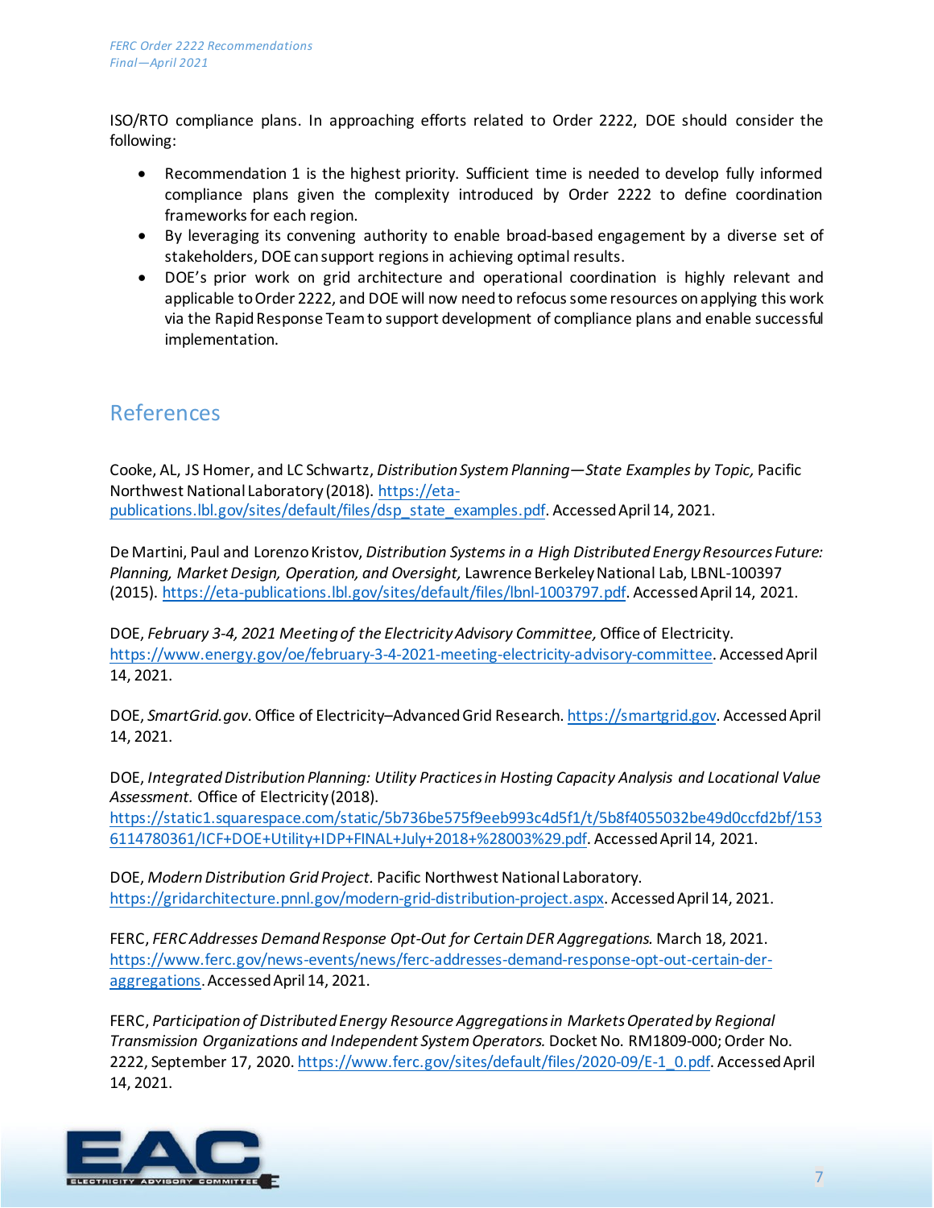ISO/RTO compliance plans. In approaching efforts related to Order 2222, DOE should consider the following:

- Recommendation 1 is the highest priority. Sufficient time is needed to develop fully informed compliance plans given the complexity introduced by Order 2222 to define coordination frameworks for each region.
- By leveraging its convening authority to enable broad-based engagement by a diverse set of stakeholders, DOE can support regions in achieving optimal results.
- DOE's prior work on grid architecture and operational coordination is highly relevant and applicable to Order 2222, and DOE will now need to refocus some resources on applying this work via the Rapid Response Team to support development of compliance plans and enable successful implementation.

## References

Cooke, AL, JS Homer, and LC Schwartz, *Distribution System Planning—State Examples by Topic,* Pacific Northwest National Laboratory (2018). https://eta-publications.lbl.gov/sites/default/files/dsp_state_examples.pdf. Accessed April 14, 2021.

De Martini, Paul and Lorenzo Kristov, *Distribution Systems in a High Distributed Energy Resources Future: Planning, Market Design, Operation, and Oversight,* Lawrence Berkeley National Lab, LBNL-100397 (2015). https://eta-publications.lbl.gov/sites/default/files/lbnl-1003797.pdf. Accessed April 14, 2021.

DOE, *February 3-4, 2021 Meeting of the Electricity Advisory Committee,* Office of Electricity. https://www.energy.gov/oe/february-3-4-2021-meeting-electricity-advisory-committee. Accessed April 14, 2021.

DOE, *SmartGrid.gov*. Office of Electricity–Advanced Grid Research. https://smartgrid.gov. Accessed April 14, 2021.

DOE, *Integrated Distribution Planning: Utility Practices in Hosting Capacity Analysis and Locational Value Assessment.* Office of Electricity (2018). https://static1.squarespace.com/static/5b736be575f9eeb993c4d5f1/t/5b8f4055032be49d0ccfd2bf/1536114780361/ICF+DOE+Utility+IDP+FINAL+July+2018+%28003%29.pdf. Accessed April 14, 2021.

DOE, *Modern Distribution Grid Project.* Pacific Northwest National Laboratory. https://gridarchitecture.pnnl.gov/modern-grid-distribution-project.aspx. Accessed April 14, 2021.

FERC, *FERC Addresses Demand Response Opt-Out for Certain DER Aggregations.* March 18, 2021. https://www.ferc.gov/news-events/news/ferc-addresses-demand-response-opt-out-certain-der-aggregations. Accessed April 14, 2021.

FERC, *Participation of Distributed Energy Resource Aggregations in Markets Operated by Regional Transmission Organizations and Independent System Operators.* Docket No. RM1809-000; Order No. 2222, September 17, 2020. https://www.ferc.gov/sites/default/files/2020-09/E-1_0.pdf. Accessed April 14, 2021.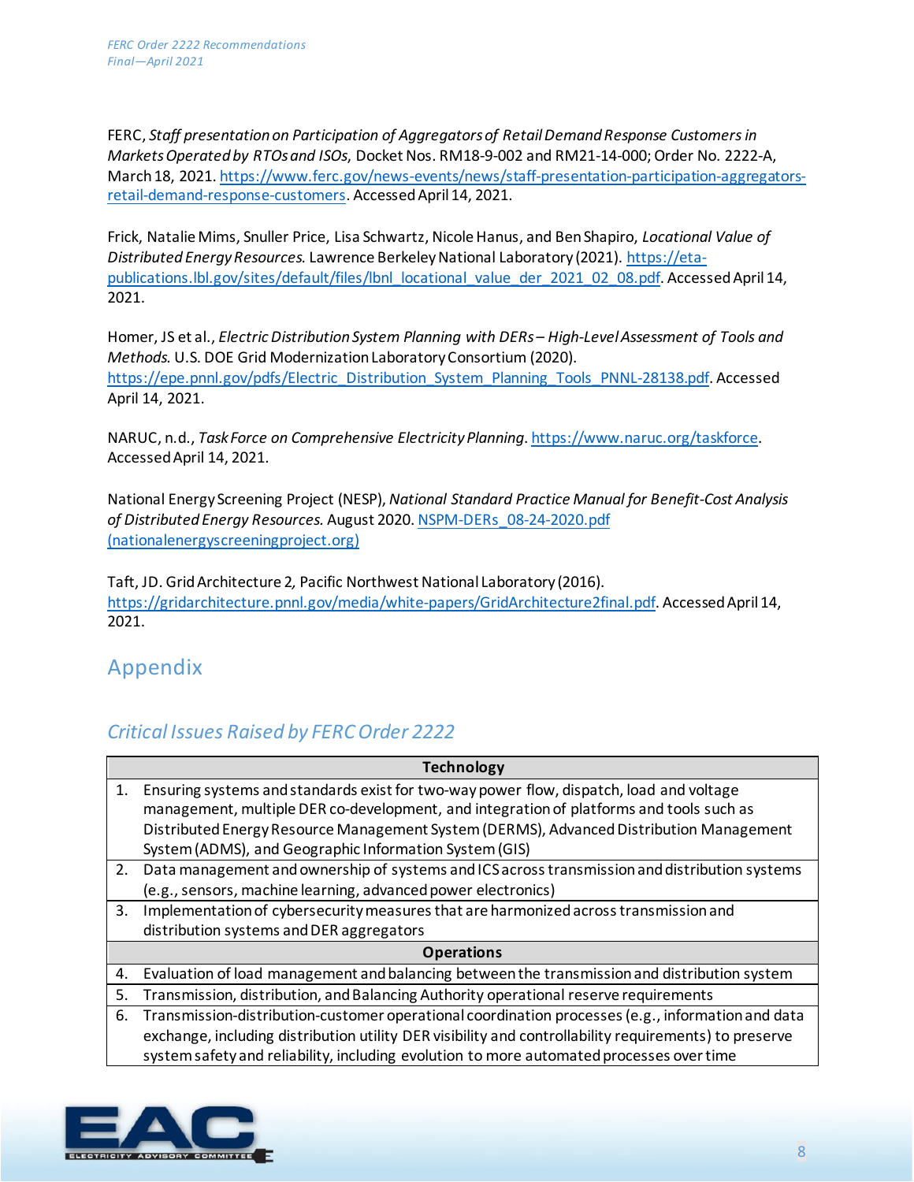FERC, *Staff presentation on Participation of Aggregators of Retail Demand Response Customers in Markets Operated by RTOs and ISOs*, Docket Nos. RM18-9-002 and RM21-14-000; Order No. 2222-A, March 18, 2021. https://www.ferc.gov/news-events/news/staff-presentation-participation-aggregators-retail-demand-response-customers. Accessed April 14, 2021.

Frick, Natalie Mims, Snuller Price, Lisa Schwartz, Nicole Hanus, and Ben Shapiro, *Locational Value of Distributed Energy Resources.* Lawrence Berkeley National Laboratory (2021). https://eta-publications.lbl.gov/sites/default/files/lbnl_locational_value_der_2021_02_08.pdf. Accessed April 14, 2021.

Homer, JS et al., *Electric Distribution System Planning with DERs – High-Level Assessment of Tools and Methods.* U.S. DOE Grid Modernization Laboratory Consortium (2020). https://epe.pnnl.gov/pdfs/Electric_Distribution_System_Planning_Tools_PNNL-28138.pdf. Accessed April 14, 2021.

NARUC, n.d., *Task Force on Comprehensive Electricity Planning*. https://www.naruc.org/taskforce. Accessed April 14, 2021.

National Energy Screening Project (NESP), *National Standard Practice Manual for Benefit-Cost Analysis of Distributed Energy Resources.* August 2020. NSPM-DERs_08-24-2020.pdf (nationalenergyscreeningproject.org)

Taft, JD. Grid Architecture 2, Pacific Northwest National Laboratory (2016). https://gridarchitecture.pnnl.gov/media/white-papers/GridArchitecture2final.pdf. Accessed April 14, 2021.

# Appendix

## *Critical Issues Raised by FERC Order 2222*

| **Technology** |
|---|
| 1. Ensuring systems and standards exist for two-way power flow, dispatch, load and voltage management, multiple DER co-development, and integration of platforms and tools such as Distributed Energy Resource Management System (DERMS), Advanced Distribution Management System (ADMS), and Geographic Information System (GIS) |
| 2. Data management and ownership of systems and ICS across transmission and distribution systems (e.g., sensors, machine learning, advanced power electronics) |
| 3. Implementation of cybersecurity measures that are harmonized across transmission and distribution systems and DER aggregators |
| **Operations** |
| 4. Evaluation of load management and balancing between the transmission and distribution system |
| 5. Transmission, distribution, and Balancing Authority operational reserve requirements |
| 6. Transmission-distribution-customer operational coordination processes (e.g., information and data exchange, including distribution utility DER visibility and controllability requirements) to preserve system safety and reliability, including evolution to more automated processes over time |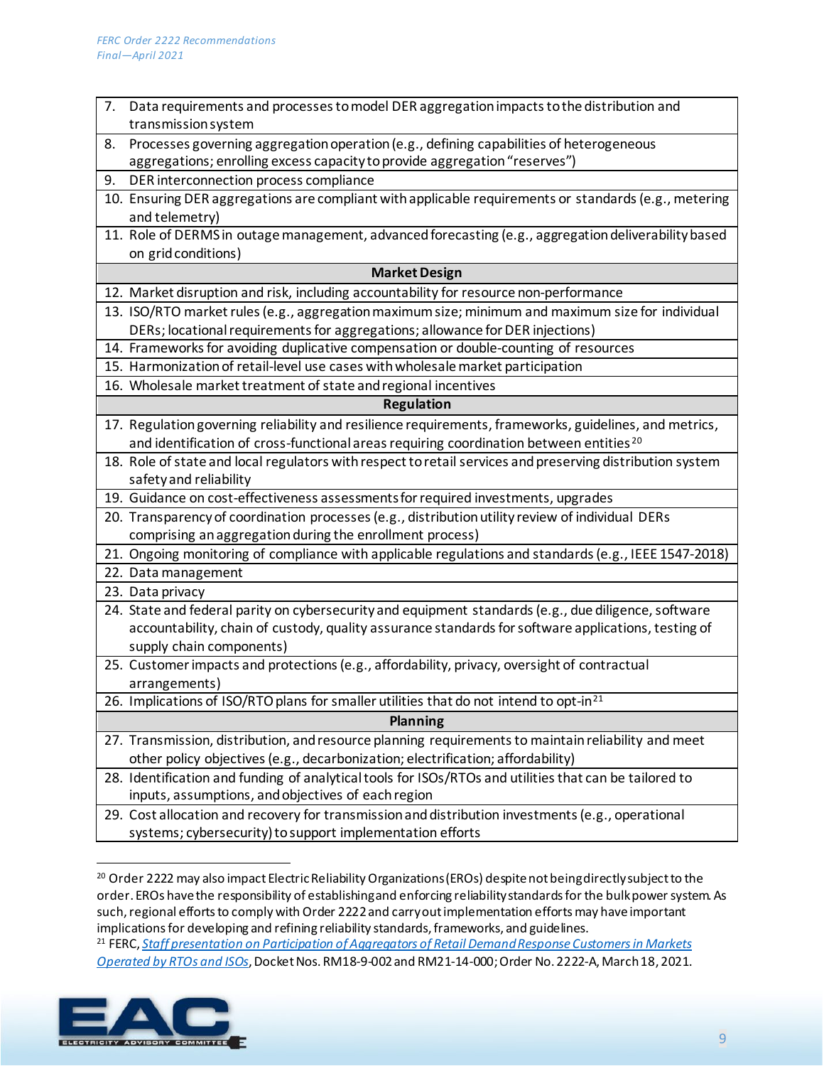| |
|---|
| 7. Data requirements and processes to model DER aggregation impacts to the distribution and transmission system |
| 8. Processes governing aggregation operation (e.g., defining capabilities of heterogeneous aggregations; enrolling excess capacity to provide aggregation "reserves") |
| 9. DER interconnection process compliance |
| 10. Ensuring DER aggregations are compliant with applicable requirements or standards (e.g., metering and telemetry) |
| 11. Role of DERMS in outage management, advanced forecasting (e.g., aggregation deliverability based on grid conditions) |
| **Market Design** |
| 12. Market disruption and risk, including accountability for resource non-performance |
| 13. ISO/RTO market rules (e.g., aggregation maximum size; minimum and maximum size for individual DERs; locational requirements for aggregations; allowance for DER injections) |
| 14. Frameworks for avoiding duplicative compensation or double-counting of resources |
| 15. Harmonization of retail-level use cases with wholesale market participation |
| 16. Wholesale market treatment of state and regional incentives |
| **Regulation** |
| 17. Regulation governing reliability and resilience requirements, frameworks, guidelines, and metrics, and identification of cross-functional areas requiring coordination between entities[20] |
| 18. Role of state and local regulators with respect to retail services and preserving distribution system safety and reliability |
| 19. Guidance on cost-effectiveness assessments for required investments, upgrades |
| 20. Transparency of coordination processes (e.g., distribution utility review of individual DERs comprising an aggregation during the enrollment process) |
| 21. Ongoing monitoring of compliance with applicable regulations and standards (e.g., IEEE 1547-2018) |
| 22. Data management |
| 23. Data privacy |
| 24. State and federal parity on cybersecurity and equipment standards (e.g., due diligence, software accountability, chain of custody, quality assurance standards for software applications, testing of supply chain components) |
| 25. Customer impacts and protections (e.g., affordability, privacy, oversight of contractual arrangements) |
| 26. Implications of ISO/RTO plans for smaller utilities that do not intend to opt-in[21] |
| **Planning** |
| 27. Transmission, distribution, and resource planning requirements to maintain reliability and meet other policy objectives (e.g., decarbonization; electrification; affordability) |
| 28. Identification and funding of analytical tools for ISOs/RTOs and utilities that can be tailored to inputs, assumptions, and objectives of each region |
| 29. Cost allocation and recovery for transmission and distribution investments (e.g., operational systems; cybersecurity) to support implementation efforts |

[20] Order 2222 may also impact Electric Reliability Organizations (EROs) despite not being directly subject to the order. EROs have the responsibility of establishing and enforcing reliability standards for the bulk power system. As such, regional efforts to comply with Order 2222 and carry out implementation efforts may have important implications for developing and refining reliability standards, frameworks, and guidelines.

[21] FERC, *Staff presentation on Participation of Aggregators of Retail Demand Response Customers in Markets Operated by RTOs and ISOs*, Docket Nos. RM18-9-002 and RM21-14-000; Order No. 2222-A, March 18, 2021.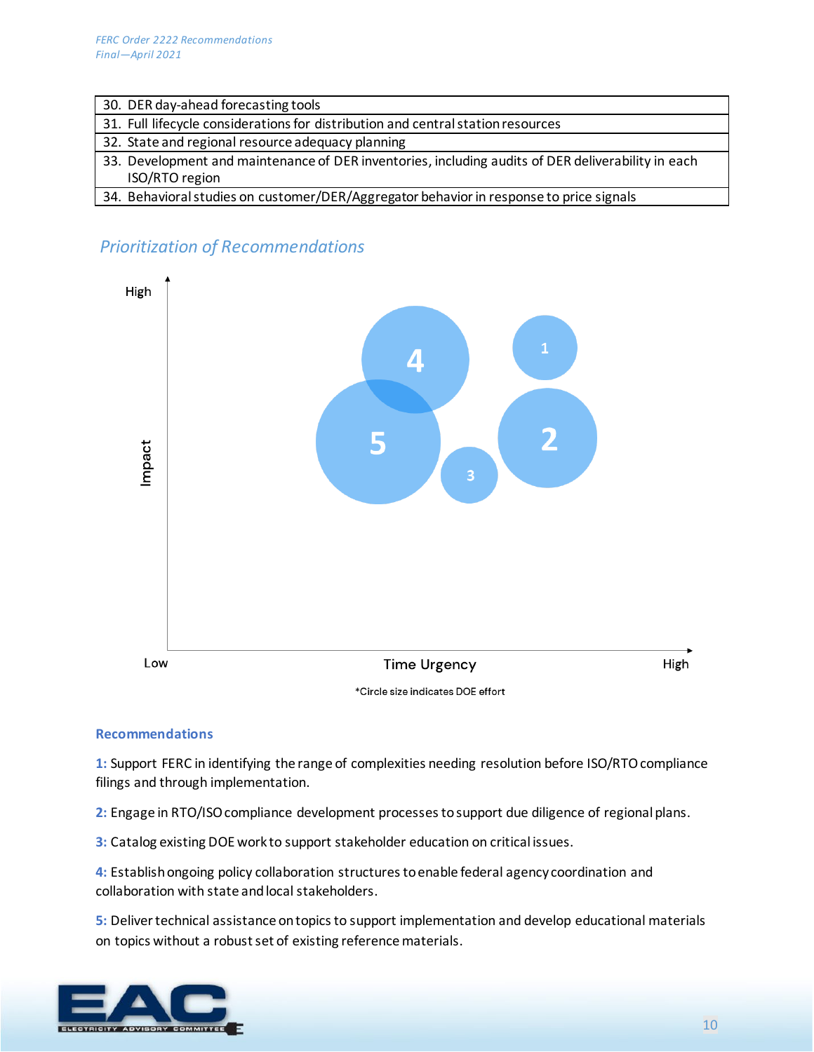| |
|---|
| 30. DER day-ahead forecasting tools |
| 31. Full lifecycle considerations for distribution and central station resources |
| 32. State and regional resource adequacy planning |
| 33. Development and maintenance of DER inventories, including audits of DER deliverability in each ISO/RTO region |
| 34. Behavioral studies on customer/DER/Aggregator behavior in response to price signals |

## *Prioritization of Recommendations*

High

Impact

Low

Time Urgency

High

*Circle size indicates DOE effort

### Recommendations

**1:** Support FERC in identifying the range of complexities needing resolution before ISO/RTO compliance filings and through implementation.

**2:** Engage in RTO/ISO compliance development processes to support due diligence of regional plans.

**3:** Catalog existing DOE work to support stakeholder education on critical issues.

**4:** Establish ongoing policy collaboration structures to enable federal agency coordination and collaboration with state and local stakeholders.

**5:** Deliver technical assistance on topics to support implementation and develop educational materials on topics without a robust set of existing reference materials.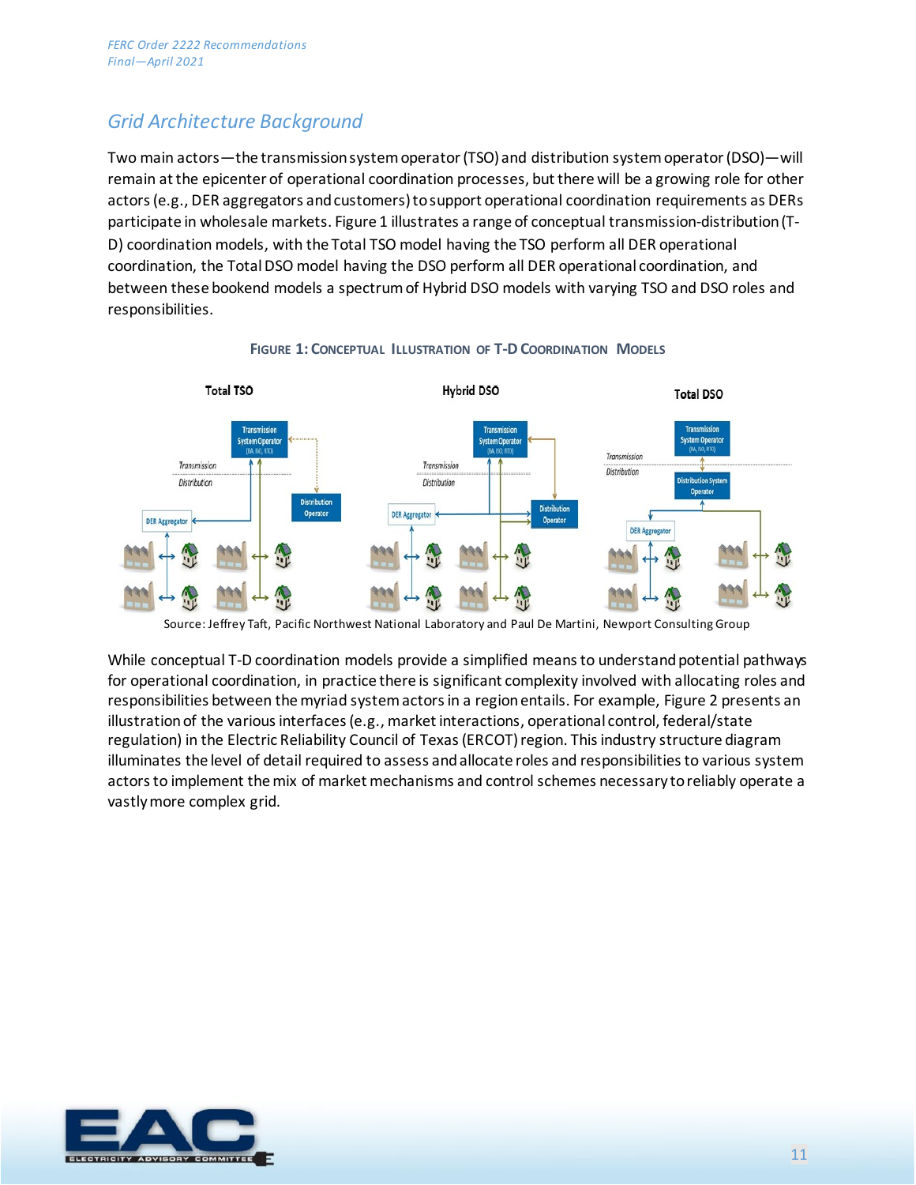## Grid Architecture Background

Two main actors—the transmission system operator (TSO) and distribution system operator (DSO)—will remain at the epicenter of operational coordination processes, but there will be a growing role for other actors (e.g., DER aggregators and customers) to support operational coordination requirements as DERs participate in wholesale markets. Figure 1 illustrates a range of conceptual transmission-distribution (T-D) coordination models, with the Total TSO model having the TSO perform all DER operational coordination, the Total DSO model having the DSO perform all DER operational coordination, and between these bookend models a spectrum of Hybrid DSO models with varying TSO and DSO roles and responsibilities.

**FIGURE 1: CONCEPTUAL ILLUSTRATION OF T-D COORDINATION MODELS**

Source: Jeffrey Taft, Pacific Northwest National Laboratory and Paul De Martini, Newport Consulting Group

While conceptual T-D coordination models provide a simplified means to understand potential pathways for operational coordination, in practice there is significant complexity involved with allocating roles and responsibilities between the myriad system actors in a region entails. For example, Figure 2 presents an illustration of the various interfaces (e.g., market interactions, operational control, federal/state regulation) in the Electric Reliability Council of Texas (ERCOT) region. This industry structure diagram illuminates the level of detail required to assess and allocate roles and responsibilities to various system actors to implement the mix of market mechanisms and control schemes necessary to reliably operate a vastly more complex grid.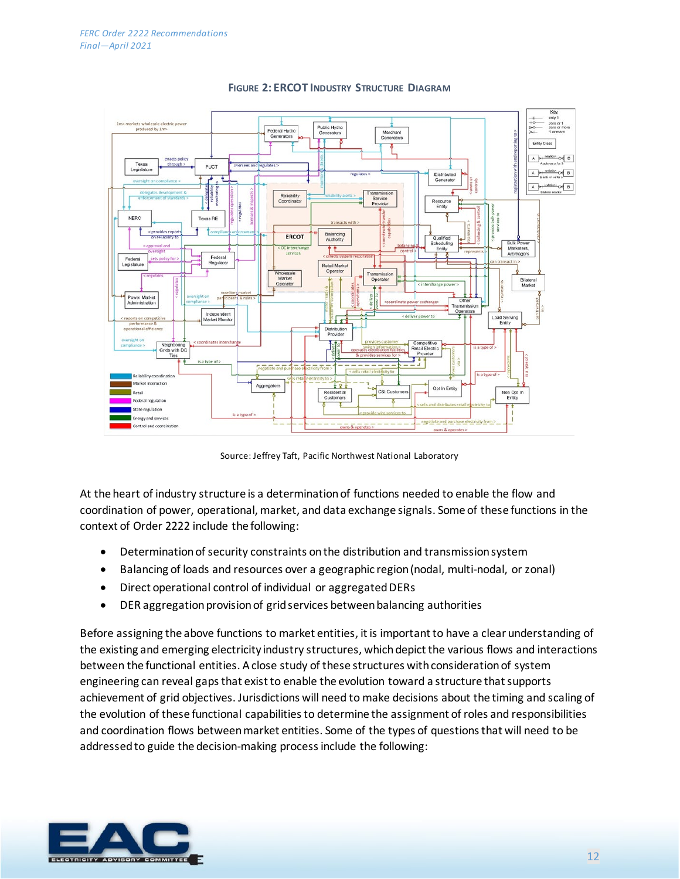**Figure 2: ERCOT Industry Structure Diagram**

Source: Jeffrey Taft, Pacific Northwest National Laboratory

At the heart of industry structure is a determination of functions needed to enable the flow and coordination of power, operational, market, and data exchange signals. Some of these functions in the context of Order 2222 include the following:

- Determination of security constraints on the distribution and transmission system
- Balancing of loads and resources over a geographic region (nodal, multi-nodal, or zonal)
- Direct operational control of individual or aggregated DERs
- DER aggregation provision of grid services between balancing authorities

Before assigning the above functions to market entities, it is important to have a clear understanding of the existing and emerging electricity industry structures, which depict the various flows and interactions between the functional entities. A close study of these structures with consideration of system engineering can reveal gaps that exist to enable the evolution toward a structure that supports achievement of grid objectives. Jurisdictions will need to make decisions about the timing and scaling of the evolution of these functional capabilities to determine the assignment of roles and responsibilities and coordination flows between market entities. Some of the types of questions that will need to be addressed to guide the decision-making process include the following: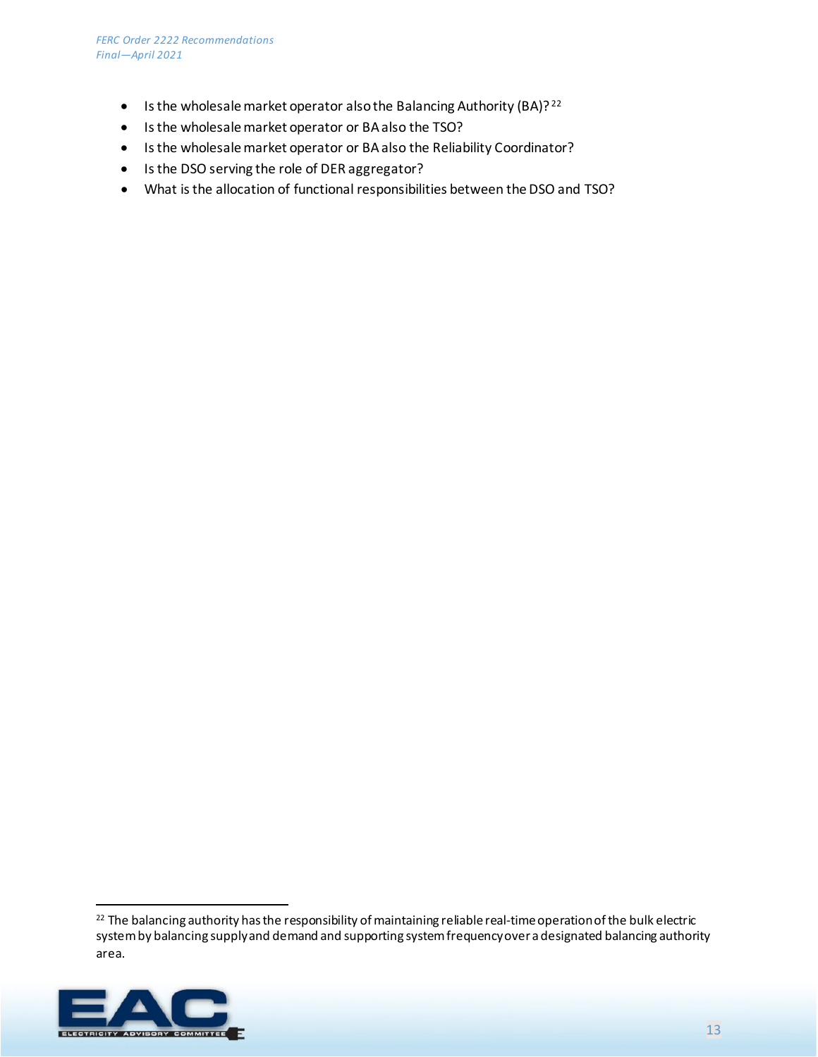- Is the wholesale market operator also the Balancing Authority (BA)?[22]
- Is the wholesale market operator or BA also the TSO?
- Is the wholesale market operator or BA also the Reliability Coordinator?
- Is the DSO serving the role of DER aggregator?
- What is the allocation of functional responsibilities between the DSO and TSO?

[22] The balancing authority has the responsibility of maintaining reliable real-time operation of the bulk electric system by balancing supply and demand and supporting system frequency over a designated balancing authority area.